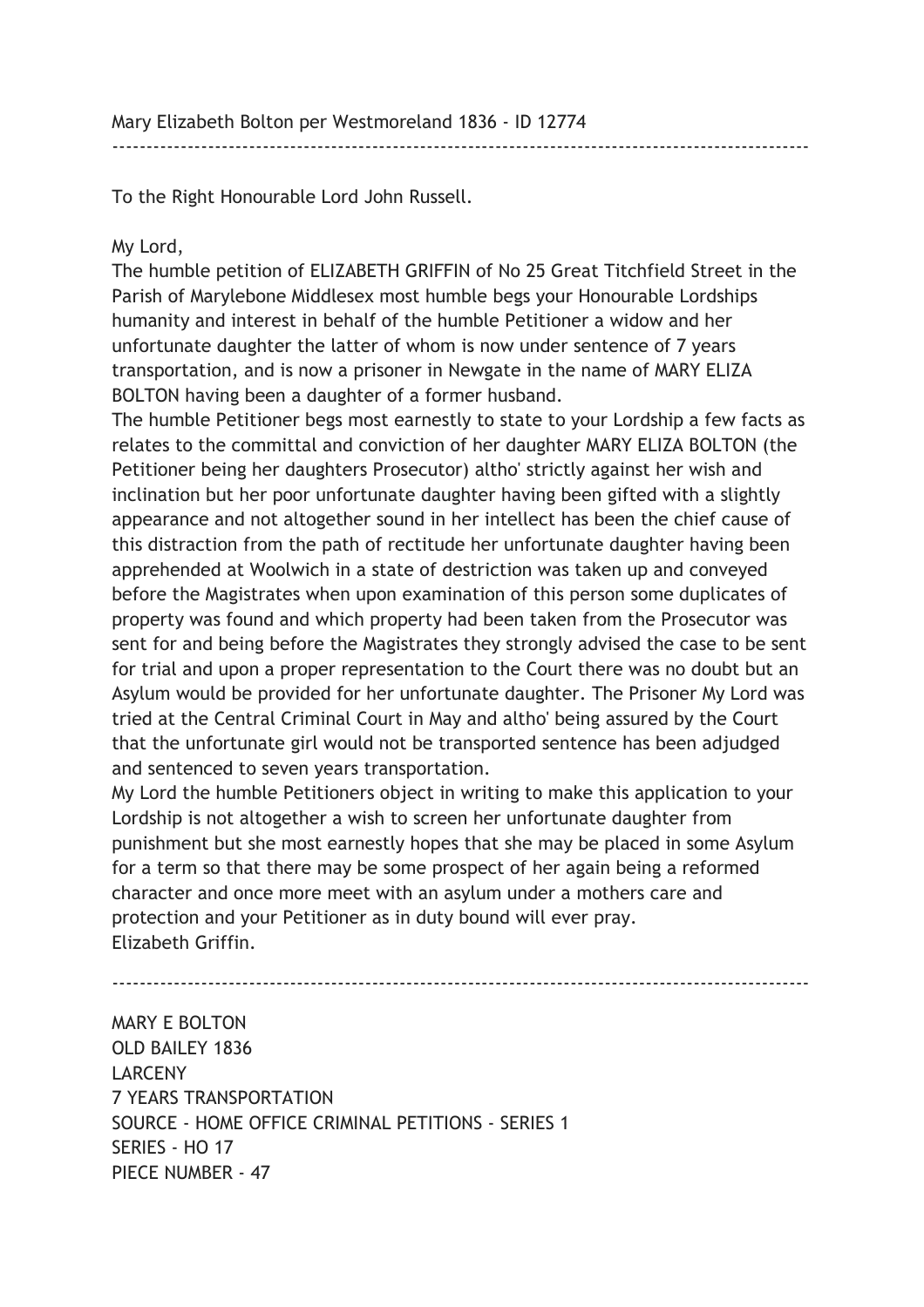Mary Elizabeth Bolton per Westmoreland 1836 - ID 12774

---

To the Right Honourable Lord John Russell.

My Lord,

The humble petition of ELIZABETH GRIFFIN of No 25 Great Titchfield Street in the Parish of Marylebone Middlesex most humble begs your Honourable Lordships humanity and interest in behalf of the humble Petitioner a widow and her unfortunate daughter the latter of whom is now under sentence of 7 years transportation, and is now a prisoner in Newgate in the name of MARY ELIZA BOLTON having been a daughter of a former husband.

The humble Petitioner begs most earnestly to state to your Lordship a few facts as relates to the committal and conviction of her daughter MARY ELIZA BOLTON (the Petitioner being her daughters Prosecutor) altho' strictly against her wish and inclination but her poor unfortunate daughter having been gifted with a slightly appearance and not altogether sound in her intellect has been the chief cause of this distraction from the path of rectitude her unfortunate daughter having been apprehended at Woolwich in a state of destriction was taken up and conveyed before the Magistrates when upon examination of this person some duplicates of property was found and which property had been taken from the Prosecutor was sent for and being before the Magistrates they strongly advised the case to be sent for trial and upon a proper representation to the Court there was no doubt but an Asylum would be provided for her unfortunate daughter. The Prisoner My Lord was tried at the Central Criminal Court in May and altho' being assured by the Court that the unfortunate girl would not be transported sentence has been adjudged and sentenced to seven years transportation.

My Lord the humble Petitioners object in writing to make this application to your Lordship is not altogether a wish to screen her unfortunate daughter from punishment but she most earnestly hopes that she may be placed in some Asylum for a term so that there may be some prospect of her again being a reformed character and once more meet with an asylum under a mothers care and protection and your Petitioner as in duty bound will ever pray.

Elizabeth Griffin.

---

MARY E BOLTON
OLD BAILEY 1836
LARCENY
7 YEARS TRANSPORTATION
SOURCE - HOME OFFICE CRIMINAL PETITIONS - SERIES 1
SERIES - HO 17
PIECE NUMBER - 47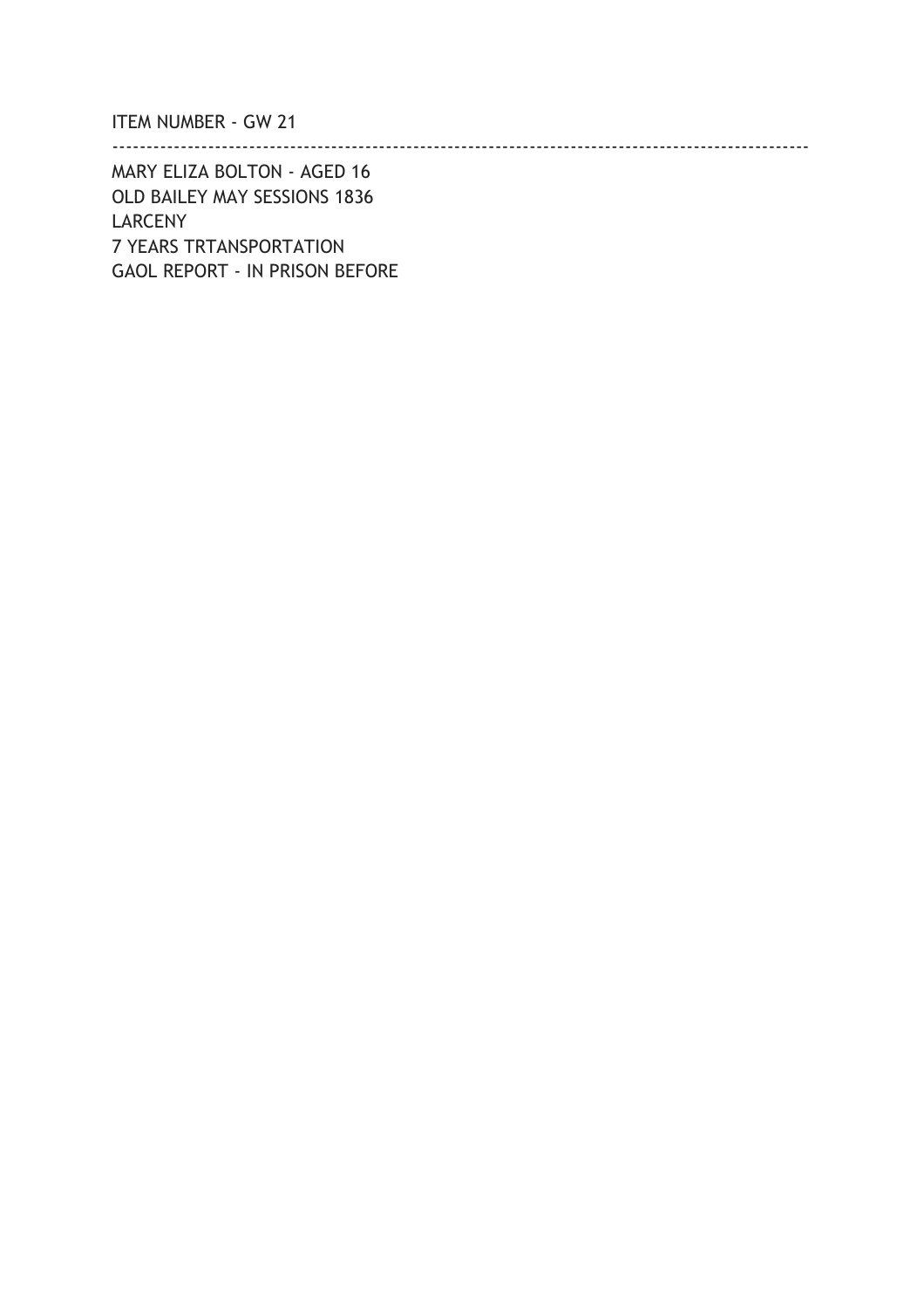ITEM NUMBER - GW 21

---

MARY ELIZA BOLTON - AGED 16
OLD BAILEY MAY SESSIONS 1836
LARCENY
7 YEARS TRTANSPORTATION
GAOL REPORT - IN PRISON BEFORE